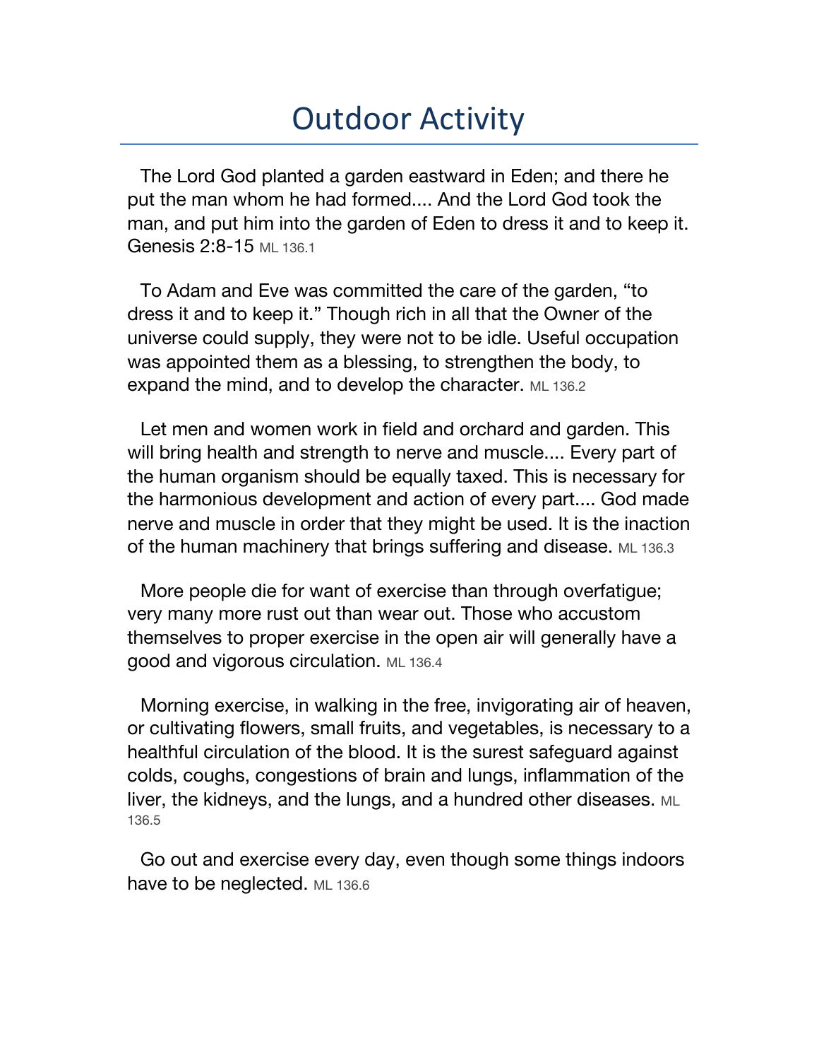# Outdoor Activity

The Lord God planted a garden eastward in Eden; and there he put the man whom he had formed.... And the Lord God took the man, and put him into the garden of Eden to dress it and to keep it. Genesis 2:8-15 ML 136.1

To Adam and Eve was committed the care of the garden, "to dress it and to keep it." Though rich in all that the Owner of the universe could supply, they were not to be idle. Useful occupation was appointed them as a blessing, to strengthen the body, to expand the mind, and to develop the character. ML 136.2

Let men and women work in field and orchard and garden. This will bring health and strength to nerve and muscle.... Every part of the human organism should be equally taxed. This is necessary for the harmonious development and action of every part.... God made nerve and muscle in order that they might be used. It is the inaction of the human machinery that brings suffering and disease. ML 136.3

More people die for want of exercise than through overfatigue; very many more rust out than wear out. Those who accustom themselves to proper exercise in the open air will generally have a good and vigorous circulation. ML 136.4

Morning exercise, in walking in the free, invigorating air of heaven, or cultivating flowers, small fruits, and vegetables, is necessary to a healthful circulation of the blood. It is the surest safeguard against colds, coughs, congestions of brain and lungs, inflammation of the liver, the kidneys, and the lungs, and a hundred other diseases. ML 136.5

Go out and exercise every day, even though some things indoors have to be neglected. ML 136.6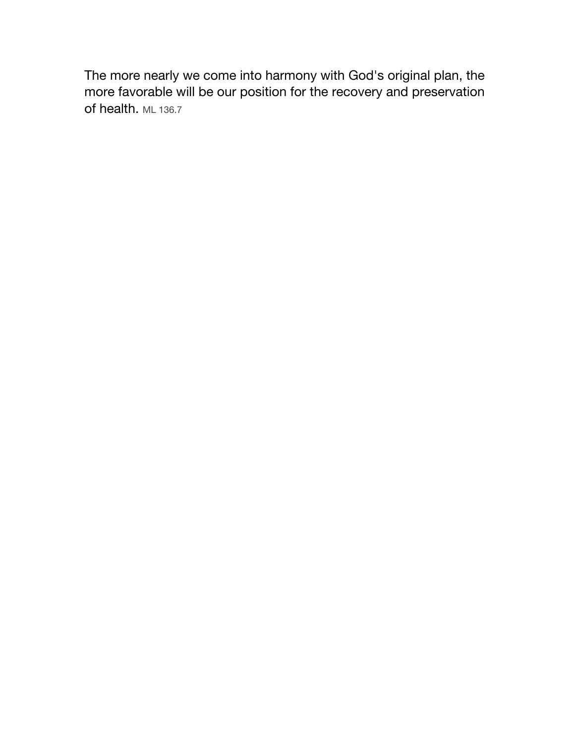The more nearly we come into harmony with God's original plan, the more favorable will be our position for the recovery and preservation of health. ML 136.7